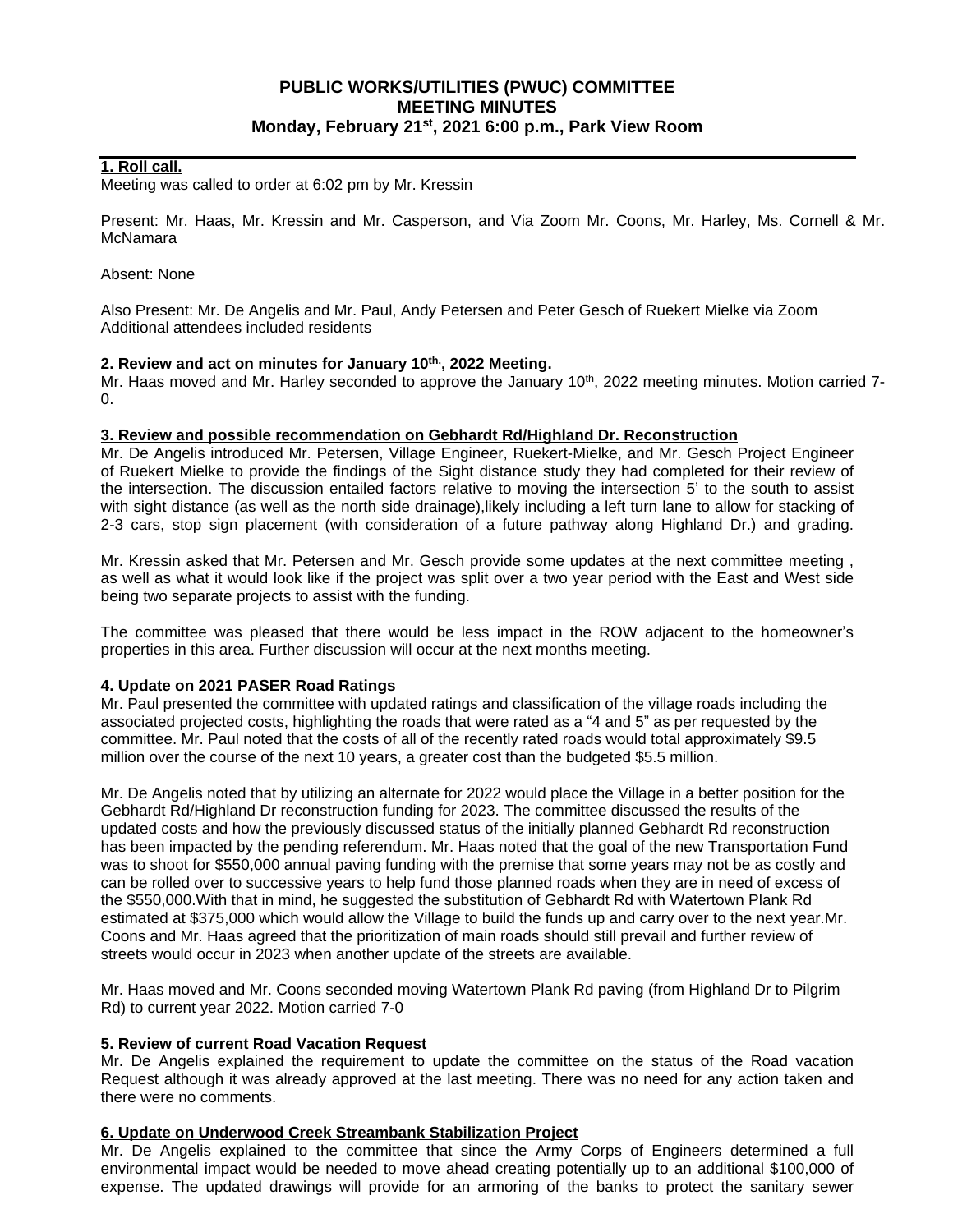# PUBLIC WORKS/UTILITIES (PWUC) COMMITTEE
# MEETING MINUTES
## Monday, February 21st, 2021 6:00 p.m., Park View Room

**1. Roll call.**

Meeting was called to order at 6:02 pm by Mr. Kressin

Present: Mr. Haas, Mr. Kressin and Mr. Casperson, and Via Zoom Mr. Coons, Mr. Harley, Ms. Cornell & Mr. McNamara

Absent: None

Also Present: Mr. De Angelis and Mr. Paul, Andy Petersen and Peter Gesch of Ruekert Mielke via Zoom
Additional attendees included residents

**2. Review and act on minutes for January 10th, 2022 Meeting.**

Mr. Haas moved and Mr. Harley seconded to approve the January 10th, 2022 meeting minutes. Motion carried 7-0.

**3. Review and possible recommendation on Gebhardt Rd/Highland Dr. Reconstruction**

Mr. De Angelis introduced Mr. Petersen, Village Engineer, Ruekert-Mielke, and Mr. Gesch Project Engineer of Ruekert Mielke to provide the findings of the Sight distance study they had completed for their review of the intersection. The discussion entailed factors relative to moving the intersection 5' to the south to assist with sight distance (as well as the north side drainage),likely including a left turn lane to allow for stacking of 2-3 cars, stop sign placement (with consideration of a future pathway along Highland Dr.) and grading.

Mr. Kressin asked that Mr. Petersen and Mr. Gesch provide some updates at the next committee meeting , as well as what it would look like if the project was split over a two year period with the East and West side being two separate projects to assist with the funding.

The committee was pleased that there would be less impact in the ROW adjacent to the homeowner's properties in this area. Further discussion will occur at the next months meeting.

**4. Update on 2021 PASER Road Ratings**

Mr. Paul presented the committee with updated ratings and classification of the village roads including the associated projected costs, highlighting the roads that were rated as a "4 and 5" as per requested by the committee. Mr. Paul noted that the costs of all of the recently rated roads would total approximately $9.5 million over the course of the next 10 years, a greater cost than the budgeted $5.5 million.

Mr. De Angelis noted that by utilizing an alternate for 2022 would place the Village in a better position for the Gebhardt Rd/Highland Dr reconstruction funding for 2023. The committee discussed the results of the updated costs and how the previously discussed status of the initially planned Gebhardt Rd reconstruction has been impacted by the pending referendum. Mr. Haas noted that the goal of the new Transportation Fund was to shoot for $550,000 annual paving funding with the premise that some years may not be as costly and can be rolled over to successive years to help fund those planned roads when they are in need of excess of the $550,000.With that in mind, he suggested the substitution of Gebhardt Rd with Watertown Plank Rd estimated at $375,000 which would allow the Village to build the funds up and carry over to the next year.Mr. Coons and Mr. Haas agreed that the prioritization of main roads should still prevail and further review of streets would occur in 2023 when another update of the streets are available.

Mr. Haas moved and Mr. Coons seconded moving Watertown Plank Rd paving (from Highland Dr to Pilgrim Rd) to current year 2022. Motion carried 7-0

**5. Review of current Road Vacation Request**

Mr. De Angelis explained the requirement to update the committee on the status of the Road vacation Request although it was already approved at the last meeting. There was no need for any action taken and there were no comments.

**6. Update on Underwood Creek Streambank Stabilization Project**

Mr. De Angelis explained to the committee that since the Army Corps of Engineers determined a full environmental impact would be needed to move ahead creating potentially up to an additional $100,000 of expense. The updated drawings will provide for an armoring of the banks to protect the sanitary sewer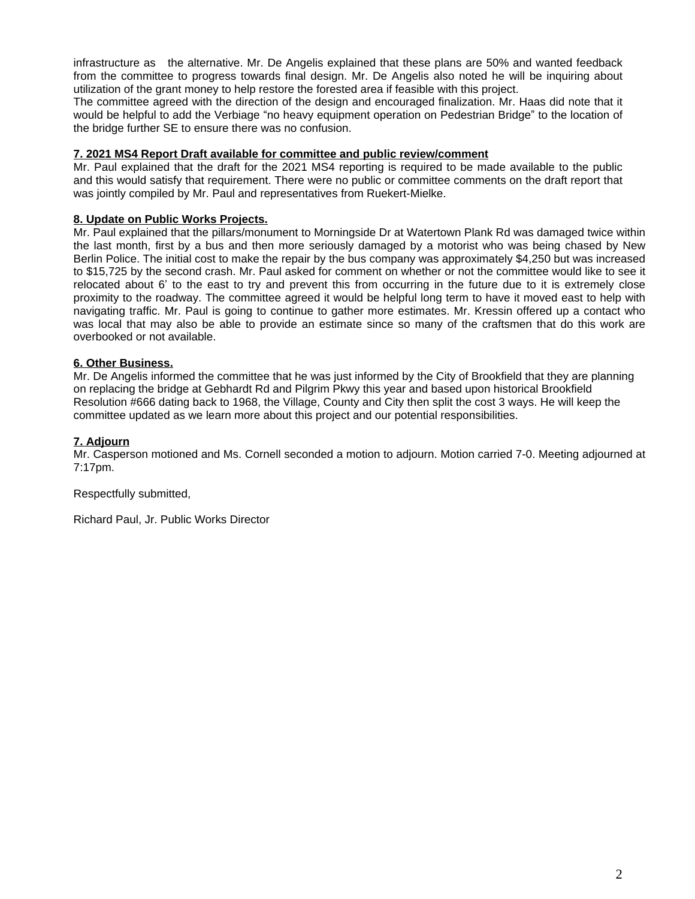infrastructure as the alternative. Mr. De Angelis explained that these plans are 50% and wanted feedback from the committee to progress towards final design. Mr. De Angelis also noted he will be inquiring about utilization of the grant money to help restore the forested area if feasible with this project.
The committee agreed with the direction of the design and encouraged finalization. Mr. Haas did note that it would be helpful to add the Verbiage "no heavy equipment operation on Pedestrian Bridge" to the location of the bridge further SE to ensure there was no confusion.

**7. 2021 MS4 Report Draft available for committee and public review/comment**

Mr. Paul explained that the draft for the 2021 MS4 reporting is required to be made available to the public and this would satisfy that requirement. There were no public or committee comments on the draft report that was jointly compiled by Mr. Paul and representatives from Ruekert-Mielke.

**8. Update on Public Works Projects.**

Mr. Paul explained that the pillars/monument to Morningside Dr at Watertown Plank Rd was damaged twice within the last month, first by a bus and then more seriously damaged by a motorist who was being chased by New Berlin Police. The initial cost to make the repair by the bus company was approximately $4,250 but was increased to $15,725 by the second crash. Mr. Paul asked for comment on whether or not the committee would like to see it relocated about 6' to the east to try and prevent this from occurring in the future due to it is extremely close proximity to the roadway. The committee agreed it would be helpful long term to have it moved east to help with navigating traffic. Mr. Paul is going to continue to gather more estimates. Mr. Kressin offered up a contact who was local that may also be able to provide an estimate since so many of the craftsmen that do this work are overbooked or not available.

**6. Other Business.**

Mr. De Angelis informed the committee that he was just informed by the City of Brookfield that they are planning on replacing the bridge at Gebhardt Rd and Pilgrim Pkwy this year and based upon historical Brookfield Resolution #666 dating back to 1968, the Village, County and City then split the cost 3 ways. He will keep the committee updated as we learn more about this project and our potential responsibilities.

**7. Adjourn**

Mr. Casperson motioned and Ms. Cornell seconded a motion to adjourn. Motion carried 7-0. Meeting adjourned at 7:17pm.

Respectfully submitted,

Richard Paul, Jr. Public Works Director